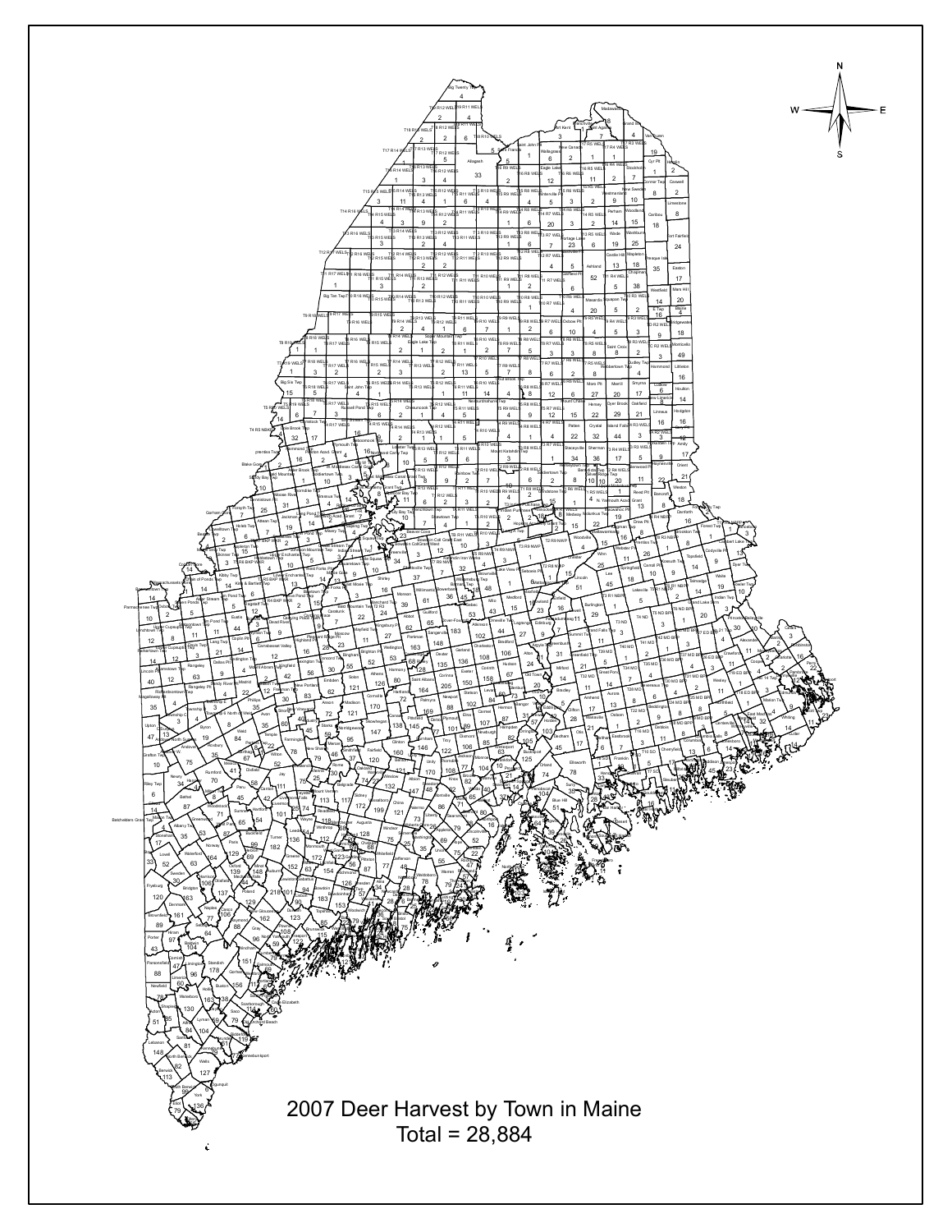# 2007 Deer Harvest by Town in Maine

Total = 28,884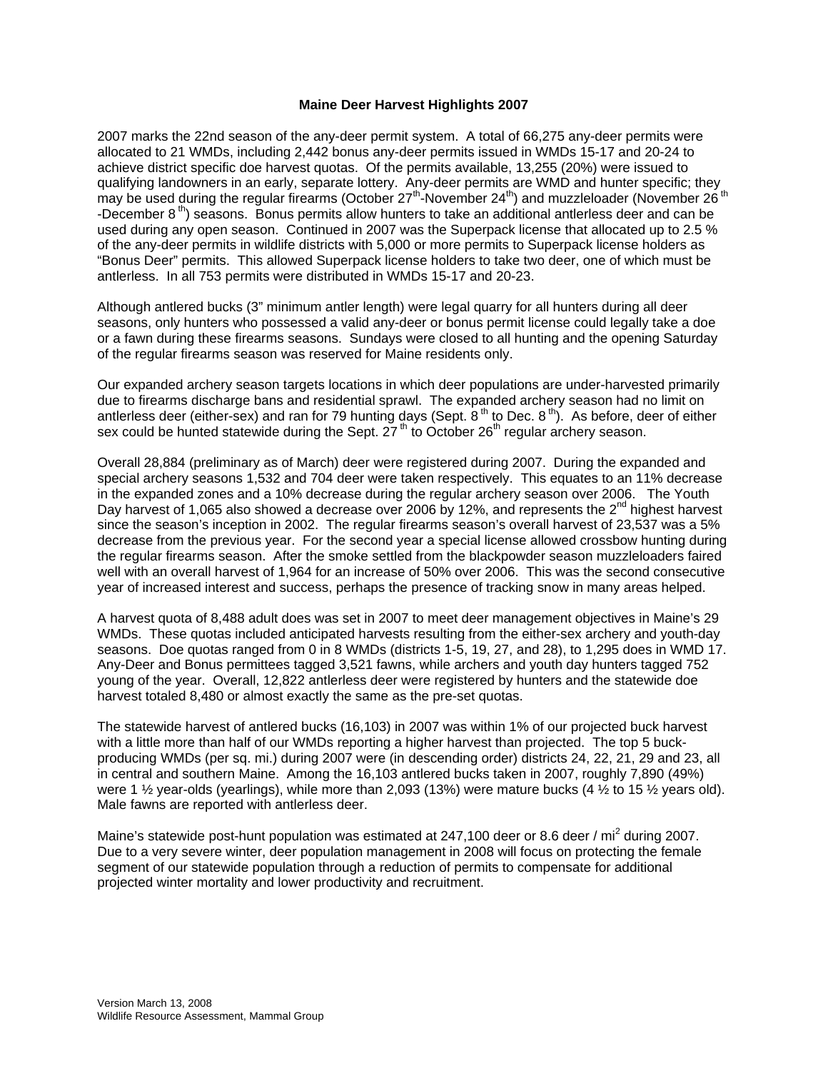# Maine Deer Harvest Highlights 2007

2007 marks the 22nd season of the any-deer permit system. A total of 66,275 any-deer permits were allocated to 21 WMDs, including 2,442 bonus any-deer permits issued in WMDs 15-17 and 20-24 to achieve district specific doe harvest quotas. Of the permits available, 13,255 (20%) were issued to qualifying landowners in an early, separate lottery. Any-deer permits are WMD and hunter specific; they may be used during the regular firearms (October 27th-November 24th) and muzzleloader (November 26th -December 8th) seasons. Bonus permits allow hunters to take an additional antlerless deer and can be used during any open season. Continued in 2007 was the Superpack license that allocated up to 2.5 % of the any-deer permits in wildlife districts with 5,000 or more permits to Superpack license holders as "Bonus Deer" permits. This allowed Superpack license holders to take two deer, one of which must be antlerless. In all 753 permits were distributed in WMDs 15-17 and 20-23.

Although antlered bucks (3" minimum antler length) were legal quarry for all hunters during all deer seasons, only hunters who possessed a valid any-deer or bonus permit license could legally take a doe or a fawn during these firearms seasons. Sundays were closed to all hunting and the opening Saturday of the regular firearms season was reserved for Maine residents only.

Our expanded archery season targets locations in which deer populations are under-harvested primarily due to firearms discharge bans and residential sprawl. The expanded archery season had no limit on antlerless deer (either-sex) and ran for 79 hunting days (Sept. 8th to Dec. 8th). As before, deer of either sex could be hunted statewide during the Sept. 27th to October 26th regular archery season.

Overall 28,884 (preliminary as of March) deer were registered during 2007. During the expanded and special archery seasons 1,532 and 704 deer were taken respectively. This equates to an 11% decrease in the expanded zones and a 10% decrease during the regular archery season over 2006. The Youth Day harvest of 1,065 also showed a decrease over 2006 by 12%, and represents the 2nd highest harvest since the season's inception in 2002. The regular firearms season's overall harvest of 23,537 was a 5% decrease from the previous year. For the second year a special license allowed crossbow hunting during the regular firearms season. After the smoke settled from the blackpowder season muzzleloaders faired well with an overall harvest of 1,964 for an increase of 50% over 2006. This was the second consecutive year of increased interest and success, perhaps the presence of tracking snow in many areas helped.

A harvest quota of 8,488 adult does was set in 2007 to meet deer management objectives in Maine's 29 WMDs. These quotas included anticipated harvests resulting from the either-sex archery and youth-day seasons. Doe quotas ranged from 0 in 8 WMDs (districts 1-5, 19, 27, and 28), to 1,295 does in WMD 17. Any-Deer and Bonus permittees tagged 3,521 fawns, while archers and youth day hunters tagged 752 young of the year. Overall, 12,822 antlerless deer were registered by hunters and the statewide doe harvest totaled 8,480 or almost exactly the same as the pre-set quotas.

The statewide harvest of antlered bucks (16,103) in 2007 was within 1% of our projected buck harvest with a little more than half of our WMDs reporting a higher harvest than projected. The top 5 buck-producing WMDs (per sq. mi.) during 2007 were (in descending order) districts 24, 22, 21, 29 and 23, all in central and southern Maine. Among the 16,103 antlered bucks taken in 2007, roughly 7,890 (49%) were 1 ½ year-olds (yearlings), while more than 2,093 (13%) were mature bucks (4 ½ to 15 ½ years old). Male fawns are reported with antlerless deer.

Maine's statewide post-hunt population was estimated at 247,100 deer or 8.6 deer / mi$^2$ during 2007. Due to a very severe winter, deer population management in 2008 will focus on protecting the female segment of our statewide population through a reduction of permits to compensate for additional projected winter mortality and lower productivity and recruitment.

Version March 13, 2008
Wildlife Resource Assessment, Mammal Group